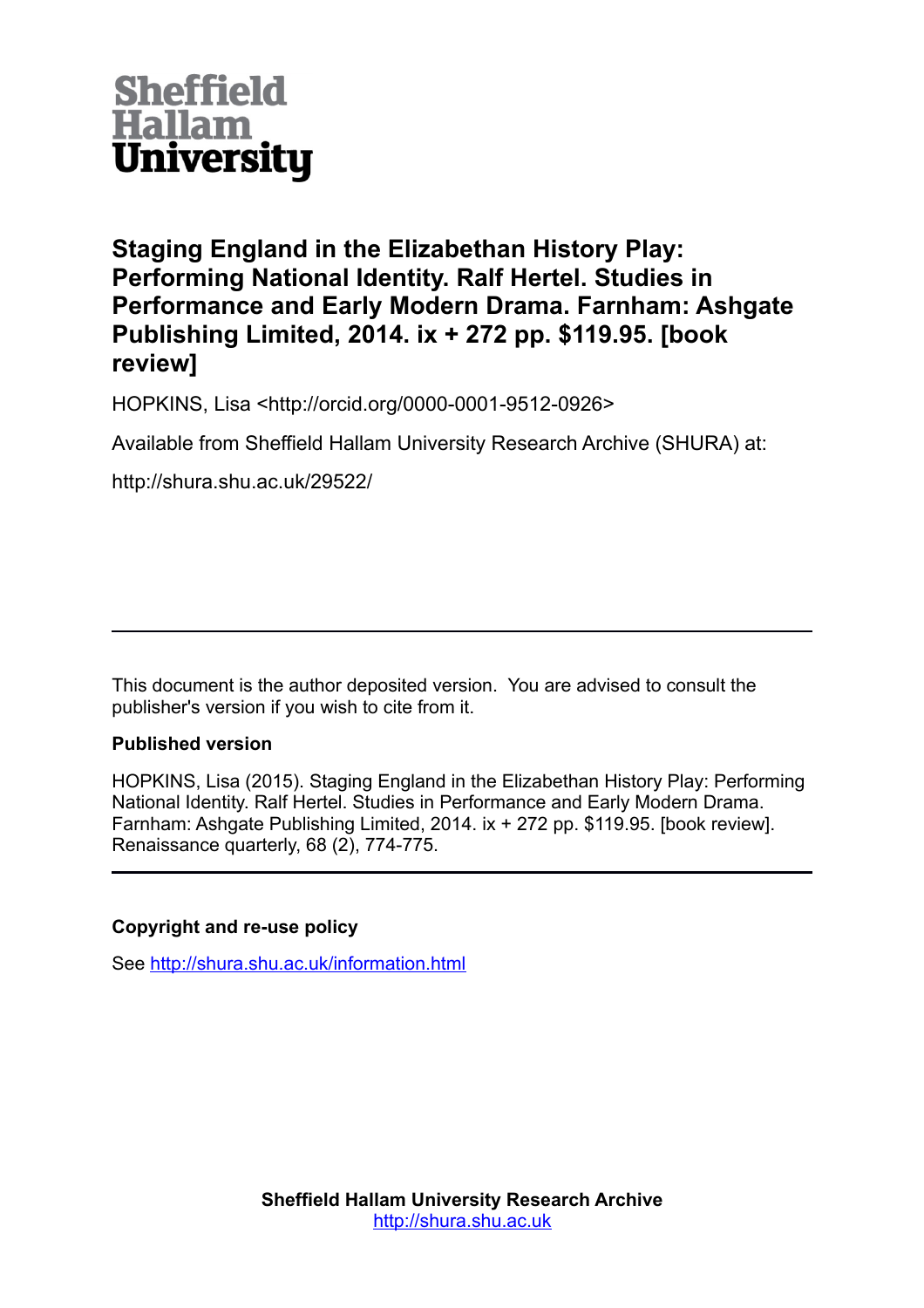Sheffield Hallam University

# Staging England in the Elizabethan History Play: Performing National Identity. Ralf Hertel. Studies in Performance and Early Modern Drama. Farnham: Ashgate Publishing Limited, 2014. ix + 272 pp. $119.95. [book review]

HOPKINS, Lisa <http://orcid.org/0000-0001-9512-0926>

Available from Sheffield Hallam University Research Archive (SHURA) at:

http://shura.shu.ac.uk/29522/

---

This document is the author deposited version. You are advised to consult the publisher's version if you wish to cite from it.

**Published version**

HOPKINS, Lisa (2015). Staging England in the Elizabethan History Play: Performing National Identity. Ralf Hertel. Studies in Performance and Early Modern Drama. Farnham: Ashgate Publishing Limited, 2014. ix + 272 pp. $119.95. [book review]. Renaissance quarterly, 68 (2), 774-775.

---

**Copyright and re-use policy**

See http://shura.shu.ac.uk/information.html

**Sheffield Hallam University Research Archive**
http://shura.shu.ac.uk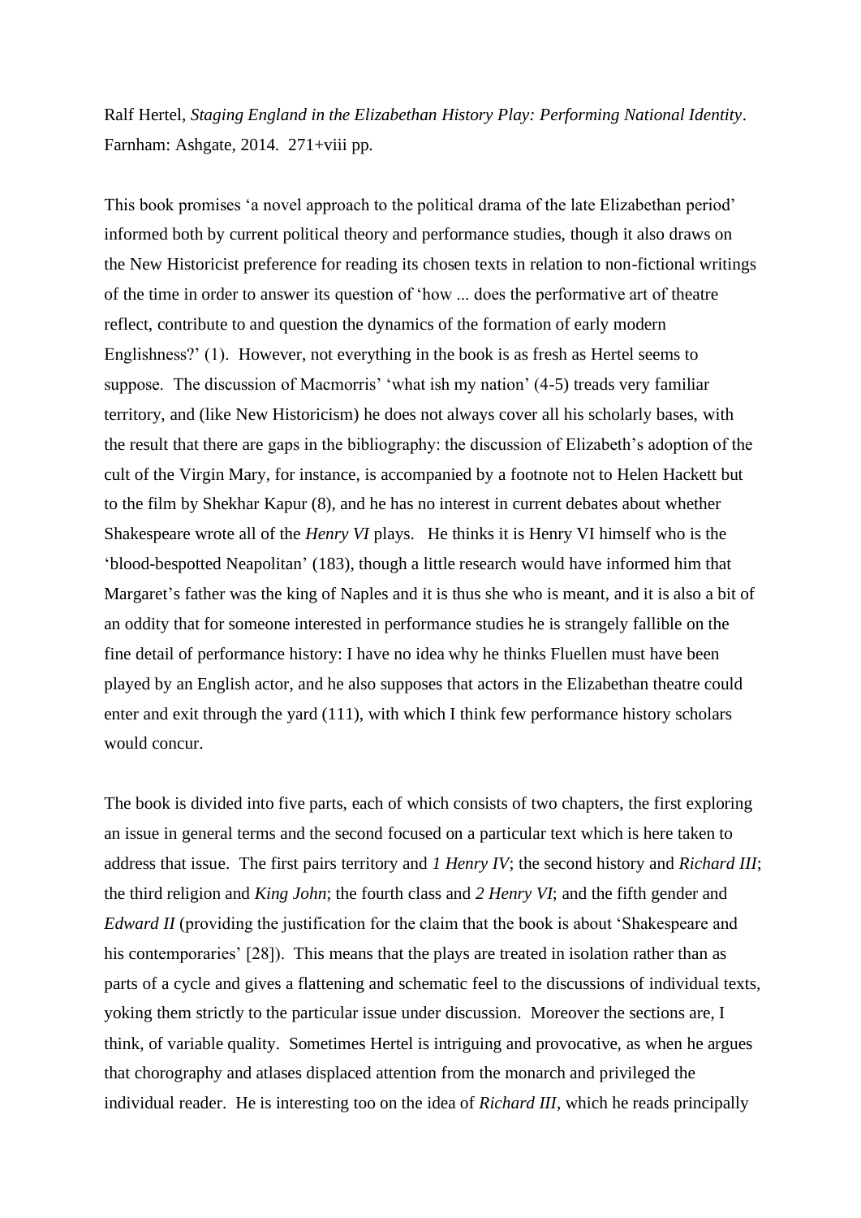Ralf Hertel, *Staging England in the Elizabethan History Play: Performing National Identity*. Farnham: Ashgate, 2014. 271+viii pp.

This book promises 'a novel approach to the political drama of the late Elizabethan period' informed both by current political theory and performance studies, though it also draws on the New Historicist preference for reading its chosen texts in relation to non-fictional writings of the time in order to answer its question of 'how ... does the performative art of theatre reflect, contribute to and question the dynamics of the formation of early modern Englishness?' (1). However, not everything in the book is as fresh as Hertel seems to suppose. The discussion of Macmorris' 'what ish my nation' (4-5) treads very familiar territory, and (like New Historicism) he does not always cover all his scholarly bases, with the result that there are gaps in the bibliography: the discussion of Elizabeth's adoption of the cult of the Virgin Mary, for instance, is accompanied by a footnote not to Helen Hackett but to the film by Shekhar Kapur (8), and he has no interest in current debates about whether Shakespeare wrote all of the *Henry VI* plays. He thinks it is Henry VI himself who is the 'blood-bespotted Neapolitan' (183), though a little research would have informed him that Margaret's father was the king of Naples and it is thus she who is meant, and it is also a bit of an oddity that for someone interested in performance studies he is strangely fallible on the fine detail of performance history: I have no idea why he thinks Fluellen must have been played by an English actor, and he also supposes that actors in the Elizabethan theatre could enter and exit through the yard (111), with which I think few performance history scholars would concur.

The book is divided into five parts, each of which consists of two chapters, the first exploring an issue in general terms and the second focused on a particular text which is here taken to address that issue. The first pairs territory and *1 Henry IV*; the second history and *Richard III*; the third religion and *King John*; the fourth class and *2 Henry VI*; and the fifth gender and *Edward II* (providing the justification for the claim that the book is about 'Shakespeare and his contemporaries' [28]). This means that the plays are treated in isolation rather than as parts of a cycle and gives a flattening and schematic feel to the discussions of individual texts, yoking them strictly to the particular issue under discussion. Moreover the sections are, I think, of variable quality. Sometimes Hertel is intriguing and provocative, as when he argues that chorography and atlases displaced attention from the monarch and privileged the individual reader. He is interesting too on the idea of *Richard III*, which he reads principally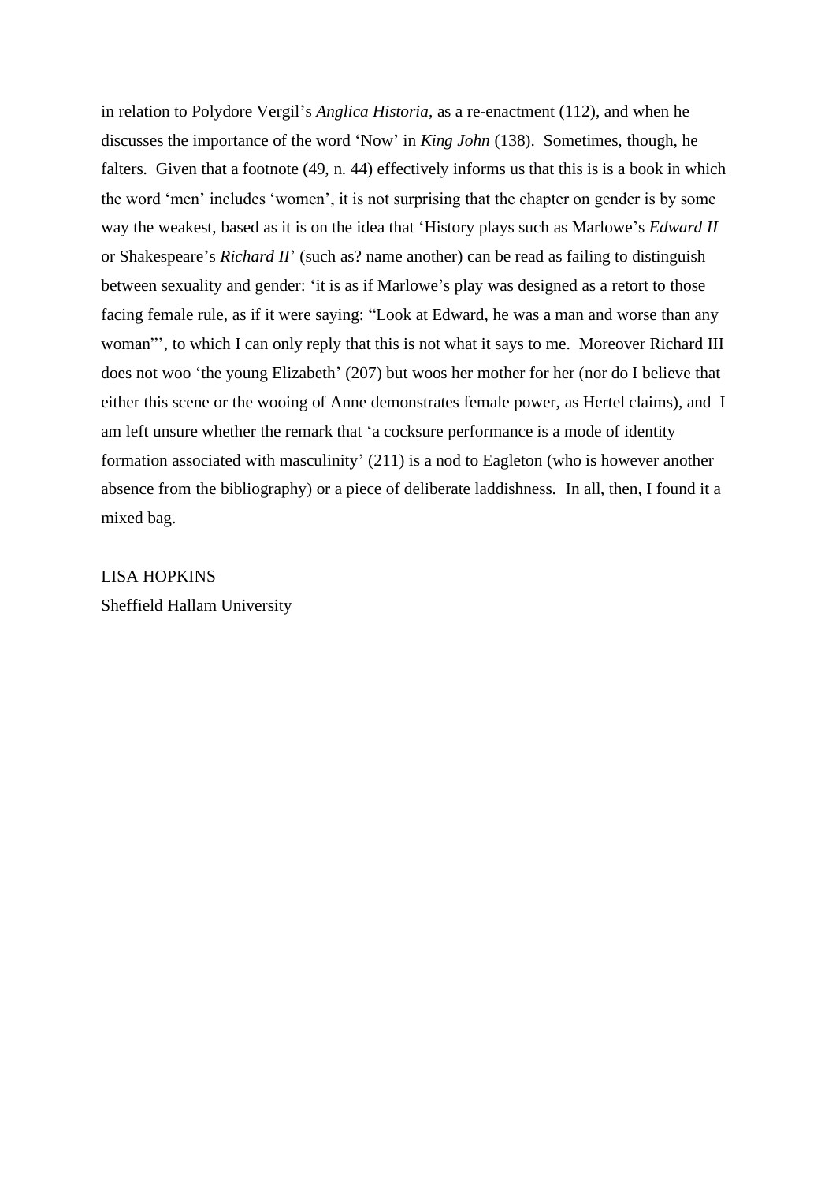in relation to Polydore Vergil's *Anglica Historia*, as a re-enactment (112), and when he discusses the importance of the word 'Now' in *King John* (138). Sometimes, though, he falters. Given that a footnote (49, n. 44) effectively informs us that this is is a book in which the word 'men' includes 'women', it is not surprising that the chapter on gender is by some way the weakest, based as it is on the idea that 'History plays such as Marlowe's *Edward II* or Shakespeare's *Richard II*' (such as? name another) can be read as failing to distinguish between sexuality and gender: 'it is as if Marlowe's play was designed as a retort to those facing female rule, as if it were saying: "Look at Edward, he was a man and worse than any woman"', to which I can only reply that this is not what it says to me. Moreover Richard III does not woo 'the young Elizabeth' (207) but woos her mother for her (nor do I believe that either this scene or the wooing of Anne demonstrates female power, as Hertel claims), and I am left unsure whether the remark that 'a cocksure performance is a mode of identity formation associated with masculinity' (211) is a nod to Eagleton (who is however another absence from the bibliography) or a piece of deliberate laddishness. In all, then, I found it a mixed bag.

LISA HOPKINS
Sheffield Hallam University